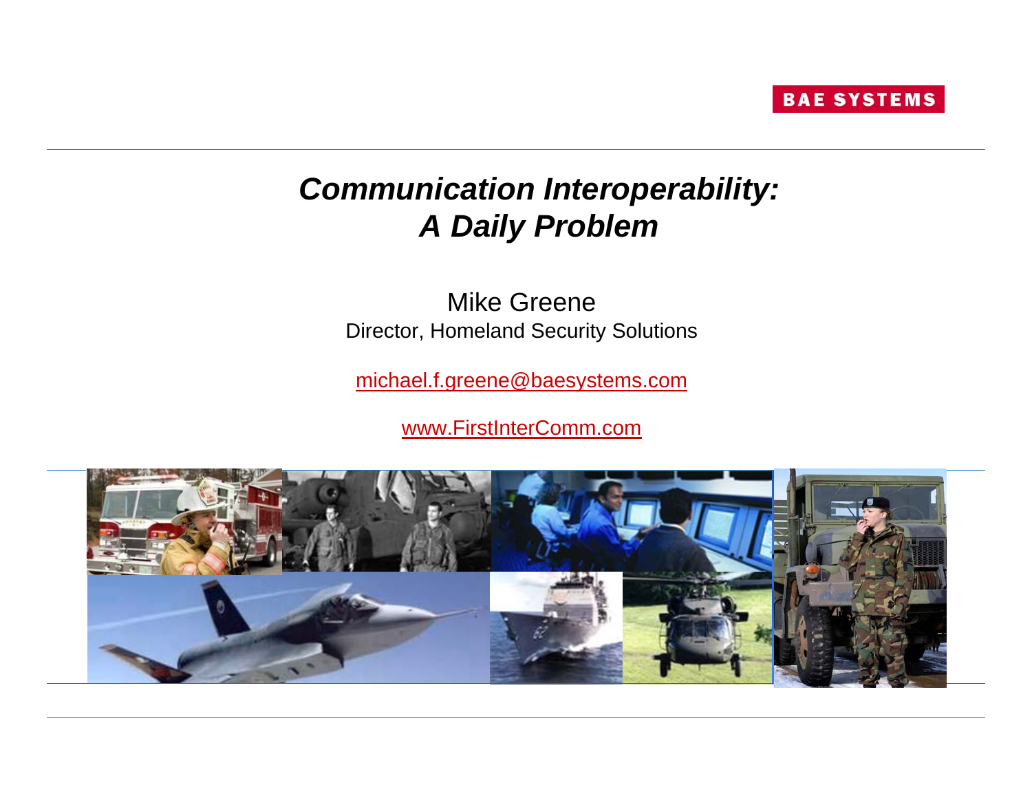BAE SYSTEMS

# *Communication Interoperability: A Daily Problem*

Mike Greene
Director, Homeland Security Solutions

michael.f.greene@baesystems.com

www.FirstInterComm.com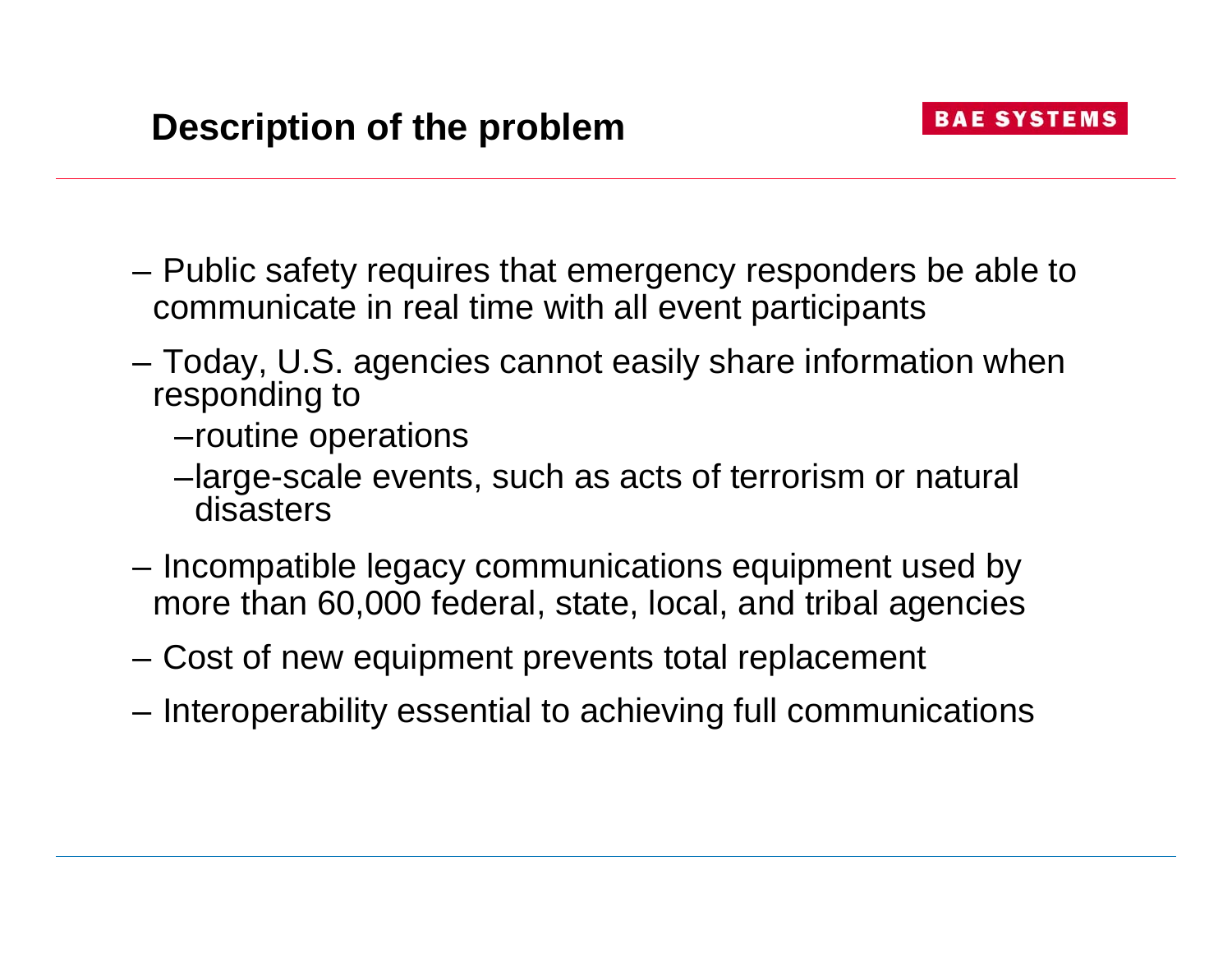## Description of the problem

- Public safety requires that emergency responders be able to communicate in real time with all event participants
- Today, U.S. agencies cannot easily share information when responding to
  - routine operations
  - large-scale events, such as acts of terrorism or natural disasters
- Incompatible legacy communications equipment used by more than 60,000 federal, state, local, and tribal agencies
- Cost of new equipment prevents total replacement
- Interoperability essential to achieving full communications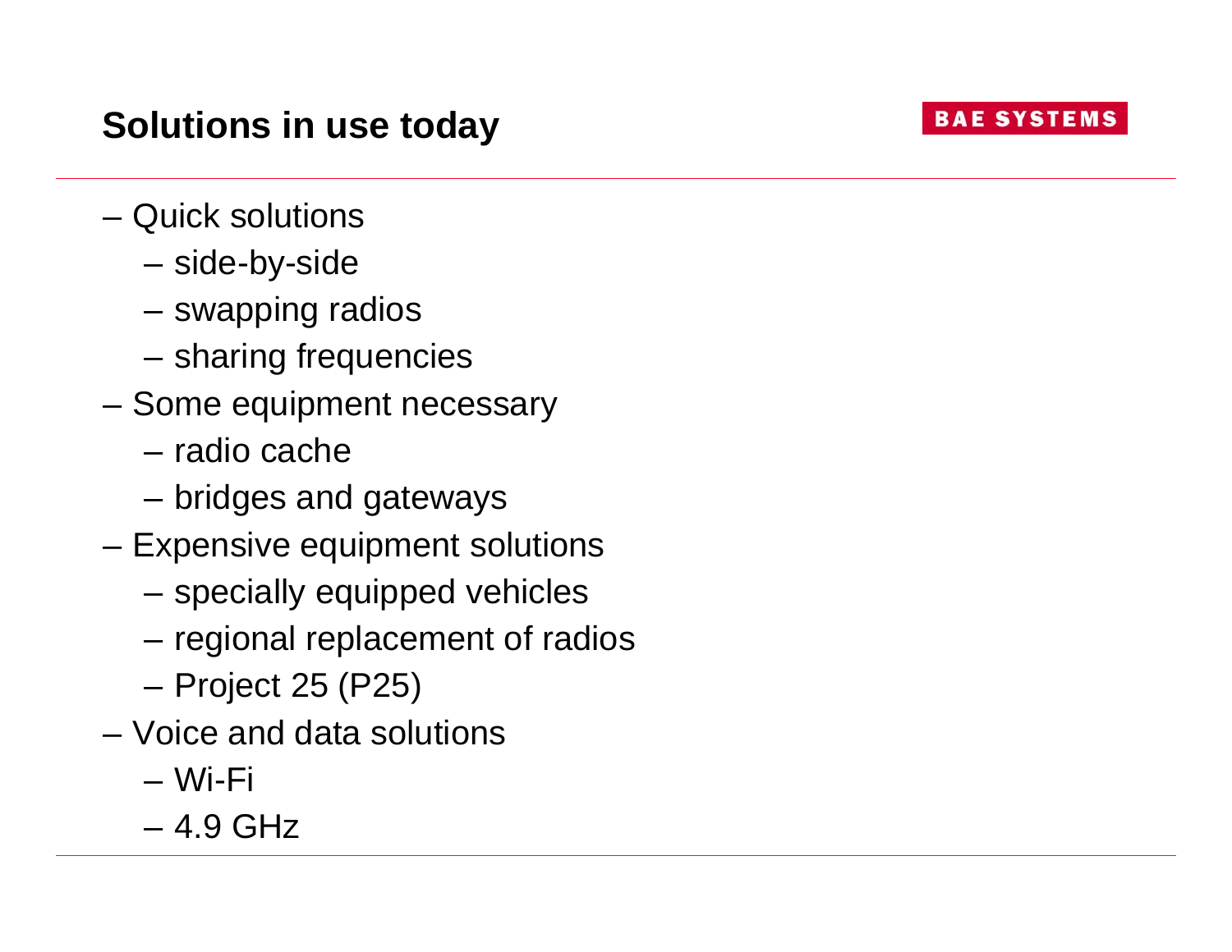## Solutions in use today

BAE SYSTEMS

- Quick solutions
  - side-by-side
  - swapping radios
  - sharing frequencies
- Some equipment necessary
  - radio cache
  - bridges and gateways
- Expensive equipment solutions
  - specially equipped vehicles
  - regional replacement of radios
  - Project 25 (P25)
- Voice and data solutions
  - Wi-Fi
  - 4.9 GHz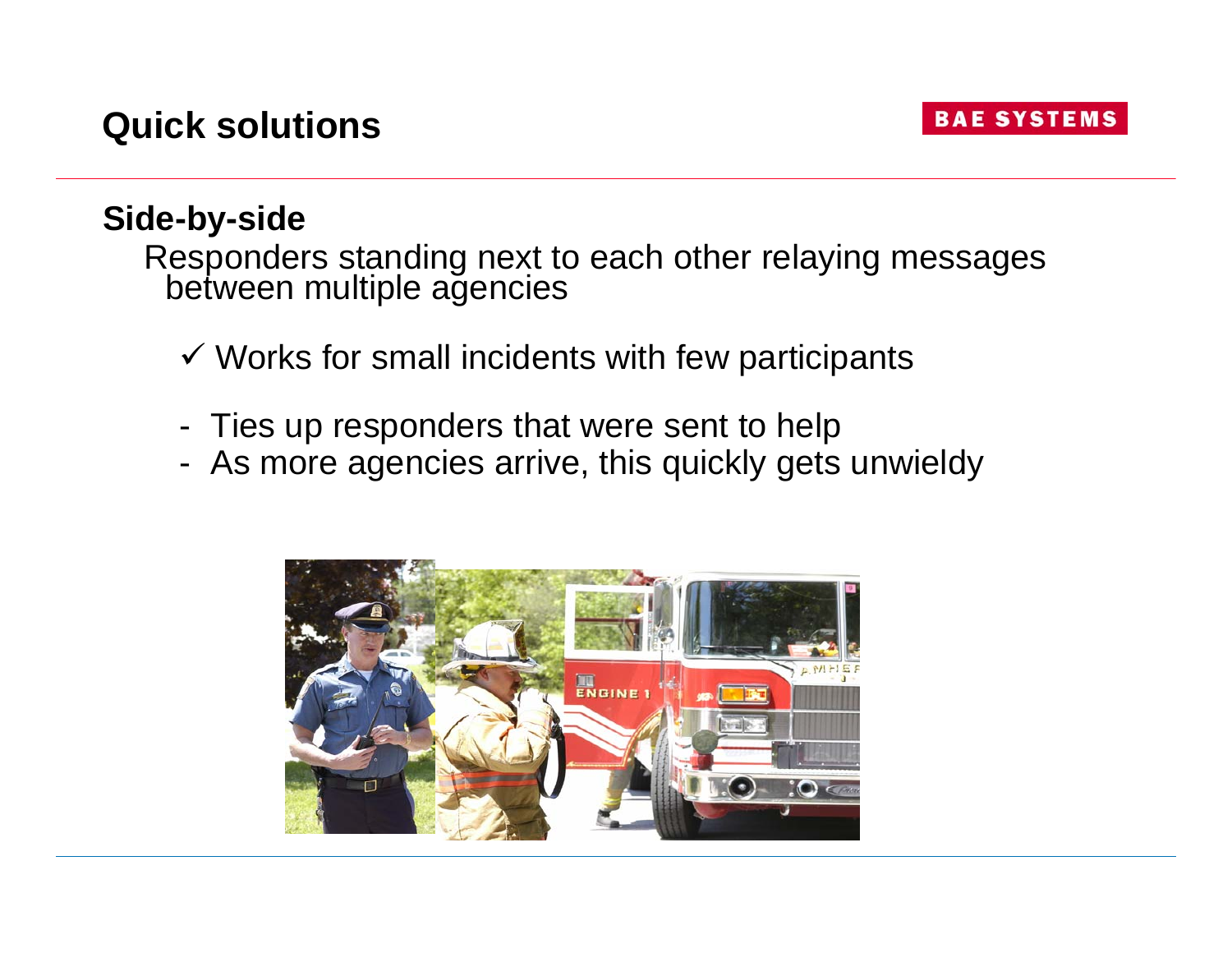# Quick solutions

## Side-by-side

Responders standing next to each other relaying messages between multiple agencies

✓ Works for small incidents with few participants

- Ties up responders that were sent to help
- As more agencies arrive, this quickly gets unwieldy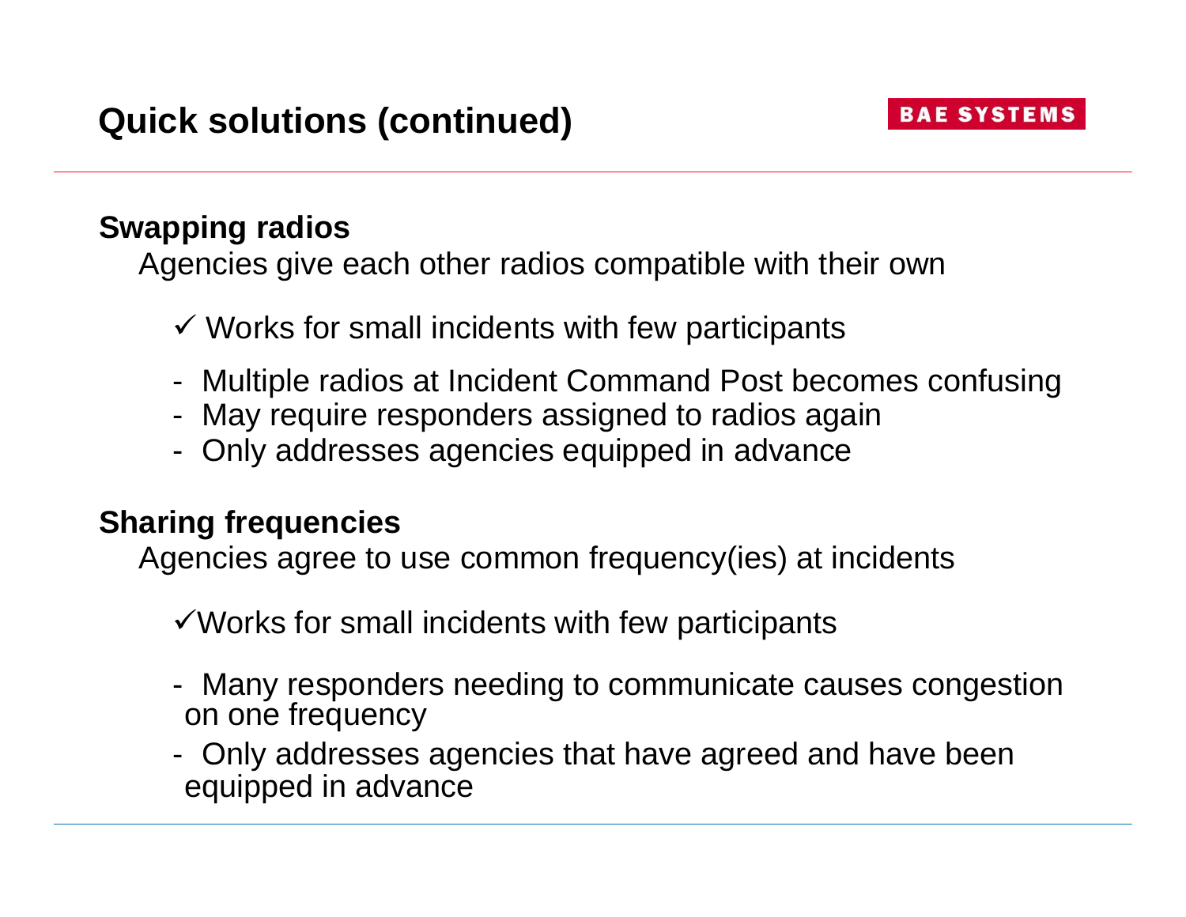## Quick solutions (continued)

**Swapping radios**

Agencies give each other radios compatible with their own

- ✓ Works for small incidents with few participants

- Multiple radios at Incident Command Post becomes confusing
- May require responders assigned to radios again
- Only addresses agencies equipped in advance

**Sharing frequencies**

Agencies agree to use common frequency(ies) at incidents

- ✓Works for small incidents with few participants

- Many responders needing to communicate causes congestion on one frequency
- Only addresses agencies that have agreed and have been equipped in advance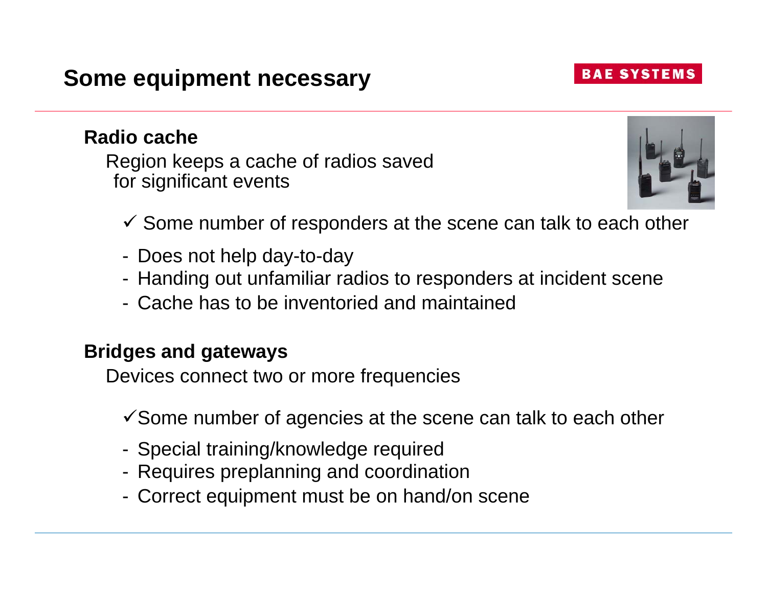# Some equipment necessary

### Radio cache

Region keeps a cache of radios saved for significant events

✓ Some number of responders at the scene can talk to each other

- Does not help day-to-day
- Handing out unfamiliar radios to responders at incident scene
- Cache has to be inventoried and maintained

### Bridges and gateways

Devices connect two or more frequencies

✓ Some number of agencies at the scene can talk to each other

- Special training/knowledge required
- Requires preplanning and coordination
- Correct equipment must be on hand/on scene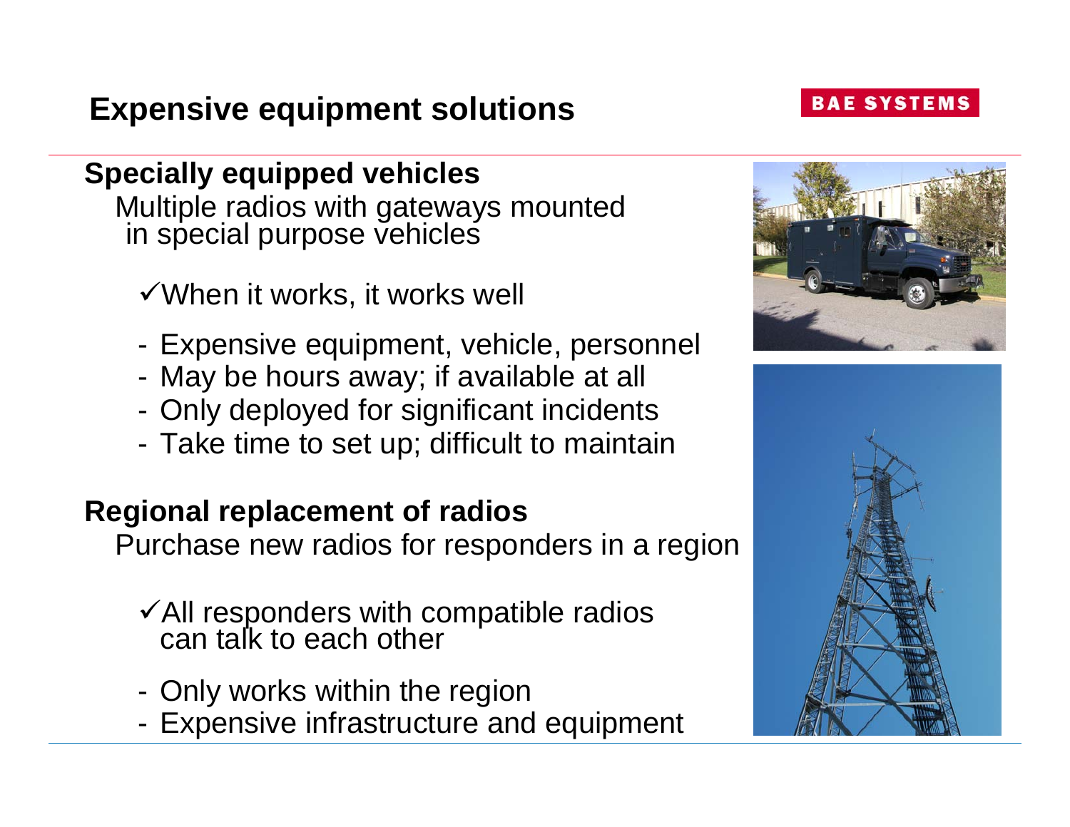# Expensive equipment solutions

BAE SYSTEMS

## Specially equipped vehicles

Multiple radios with gateways mounted in special purpose vehicles

✓When it works, it works well

- Expensive equipment, vehicle, personnel
- May be hours away; if available at all
- Only deployed for significant incidents
- Take time to set up; difficult to maintain

## Regional replacement of radios

Purchase new radios for responders in a region

✓All responders with compatible radios can talk to each other

- Only works within the region
- Expensive infrastructure and equipment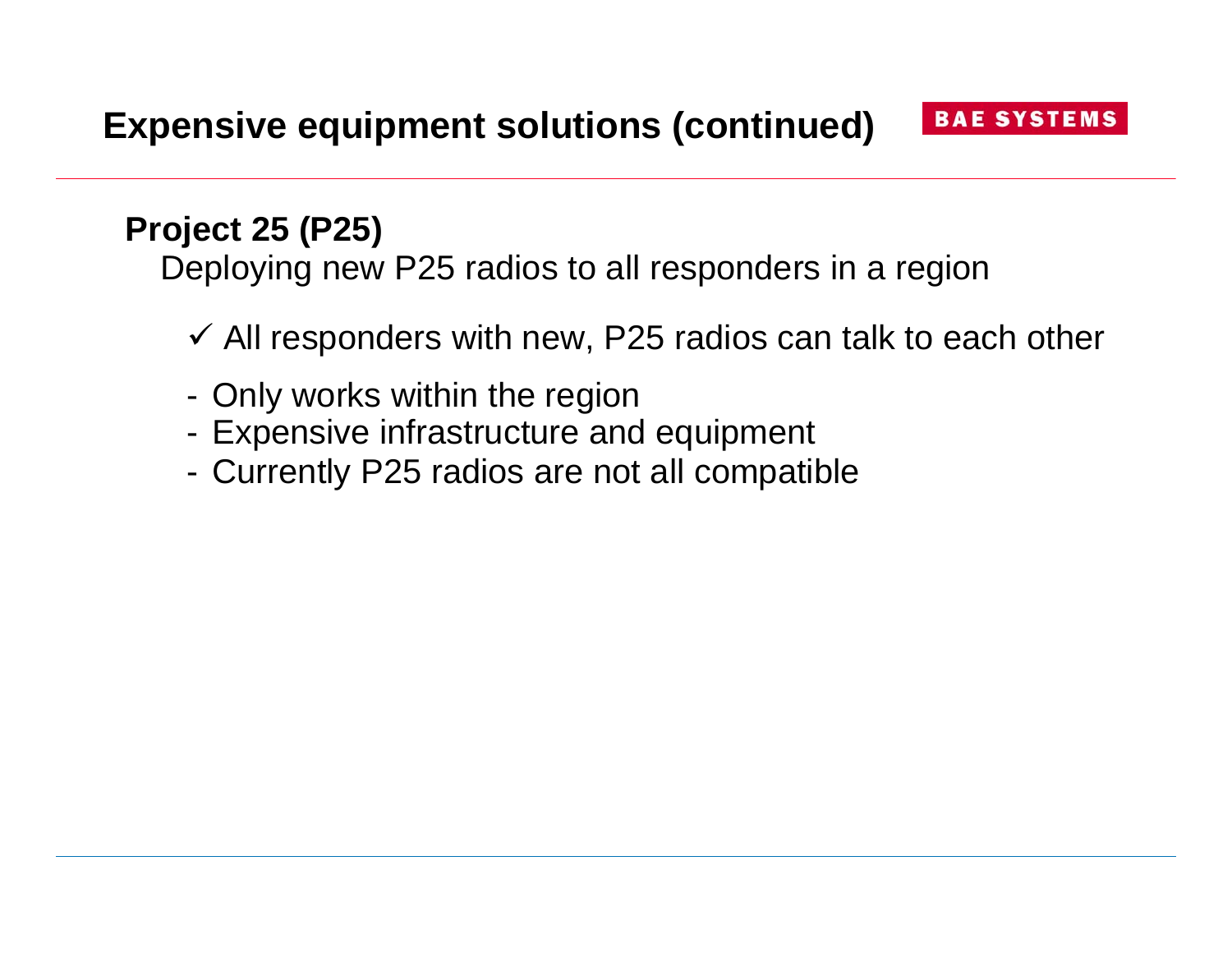# Expensive equipment solutions (continued)

BAE SYSTEMS

## Project 25 (P25)

Deploying new P25 radios to all responders in a region

✓ All responders with new, P25 radios can talk to each other

- Only works within the region
- Expensive infrastructure and equipment
- Currently P25 radios are not all compatible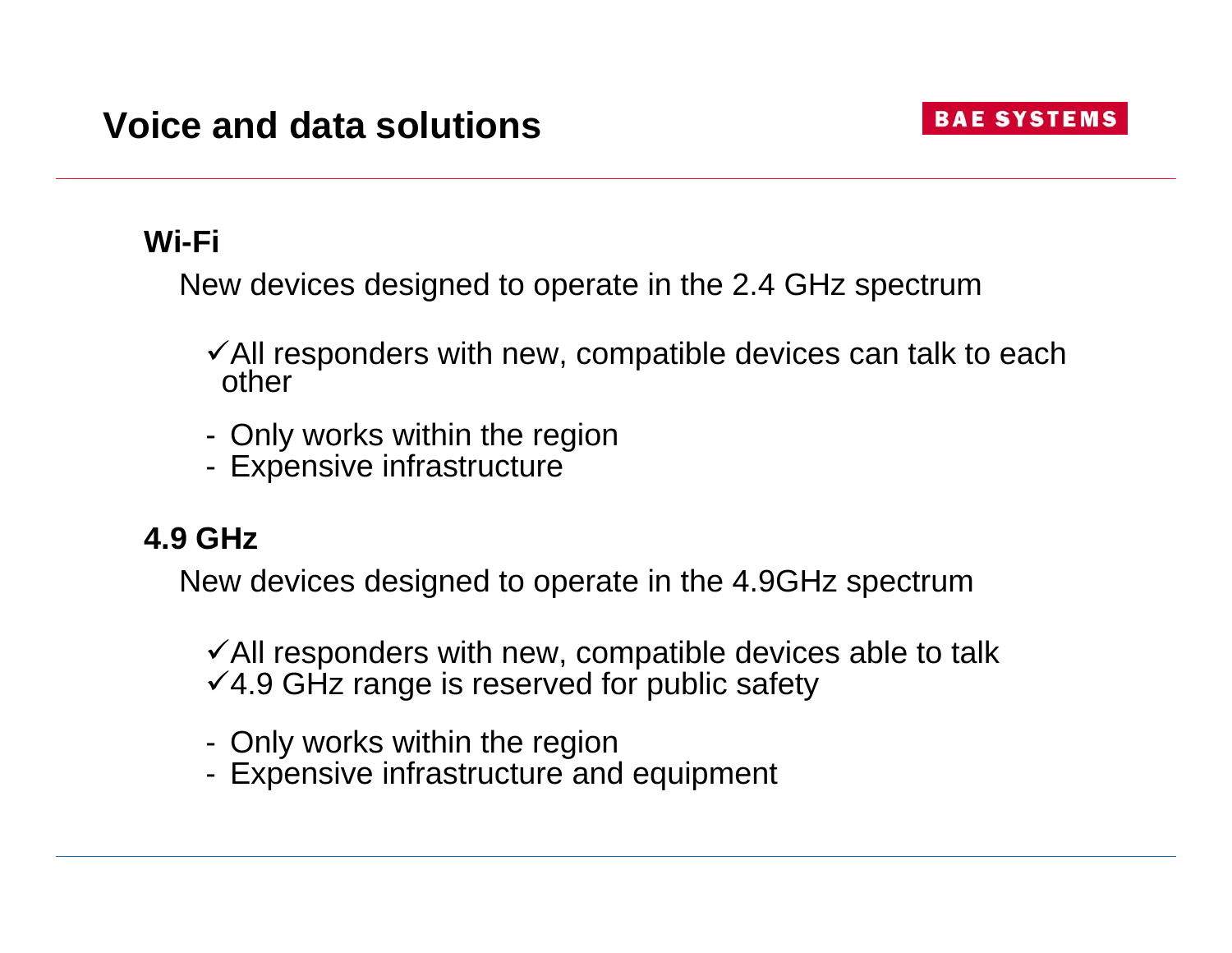# Voice and data solutions

BAE SYSTEMS

**Wi-Fi**

New devices designed to operate in the 2.4 GHz spectrum

- ✓All responders with new, compatible devices can talk to each other

- Only works within the region
- Expensive infrastructure

**4.9 GHz**

New devices designed to operate in the 4.9GHz spectrum

- ✓All responders with new, compatible devices able to talk
- ✓4.9 GHz range is reserved for public safety

- Only works within the region
- Expensive infrastructure and equipment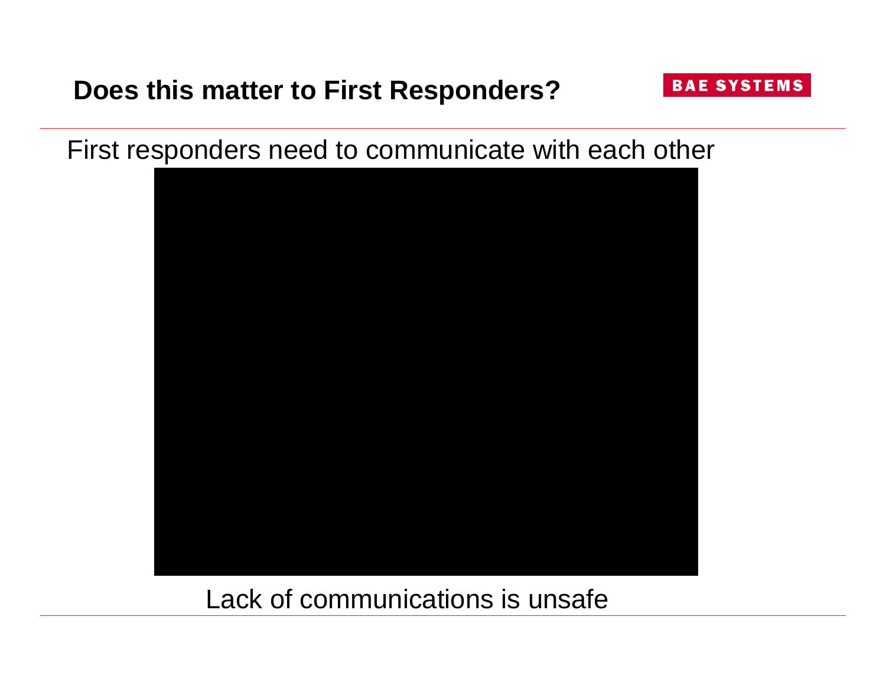## Does this matter to First Responders?

First responders need to communicate with each other

Lack of communications is unsafe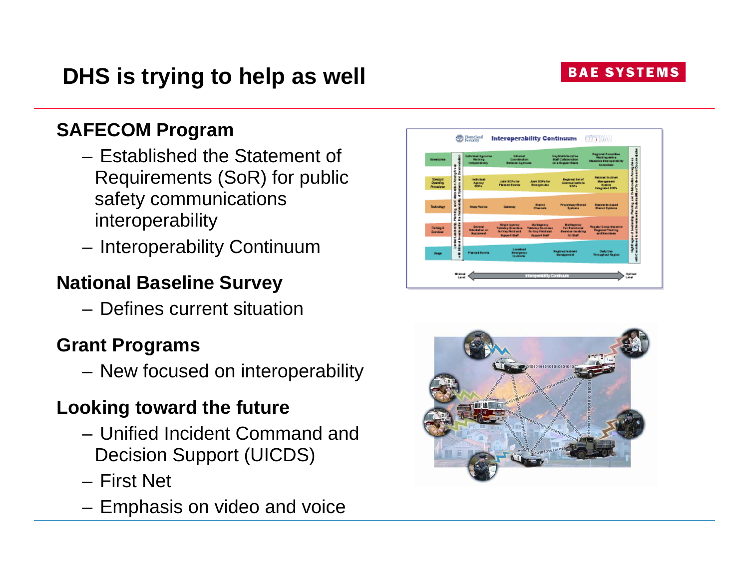# DHS is trying to help as well

**SAFECOM Program**

- Established the Statement of Requirements (SoR) for public safety communications interoperability
- Interoperability Continuum

**National Baseline Survey**

- Defines current situation

**Grant Programs**

- New focused on interoperability

**Looking toward the future**

- Unified Incident Command and Decision Support (UICDS)
- First Net
- Emphasis on video and voice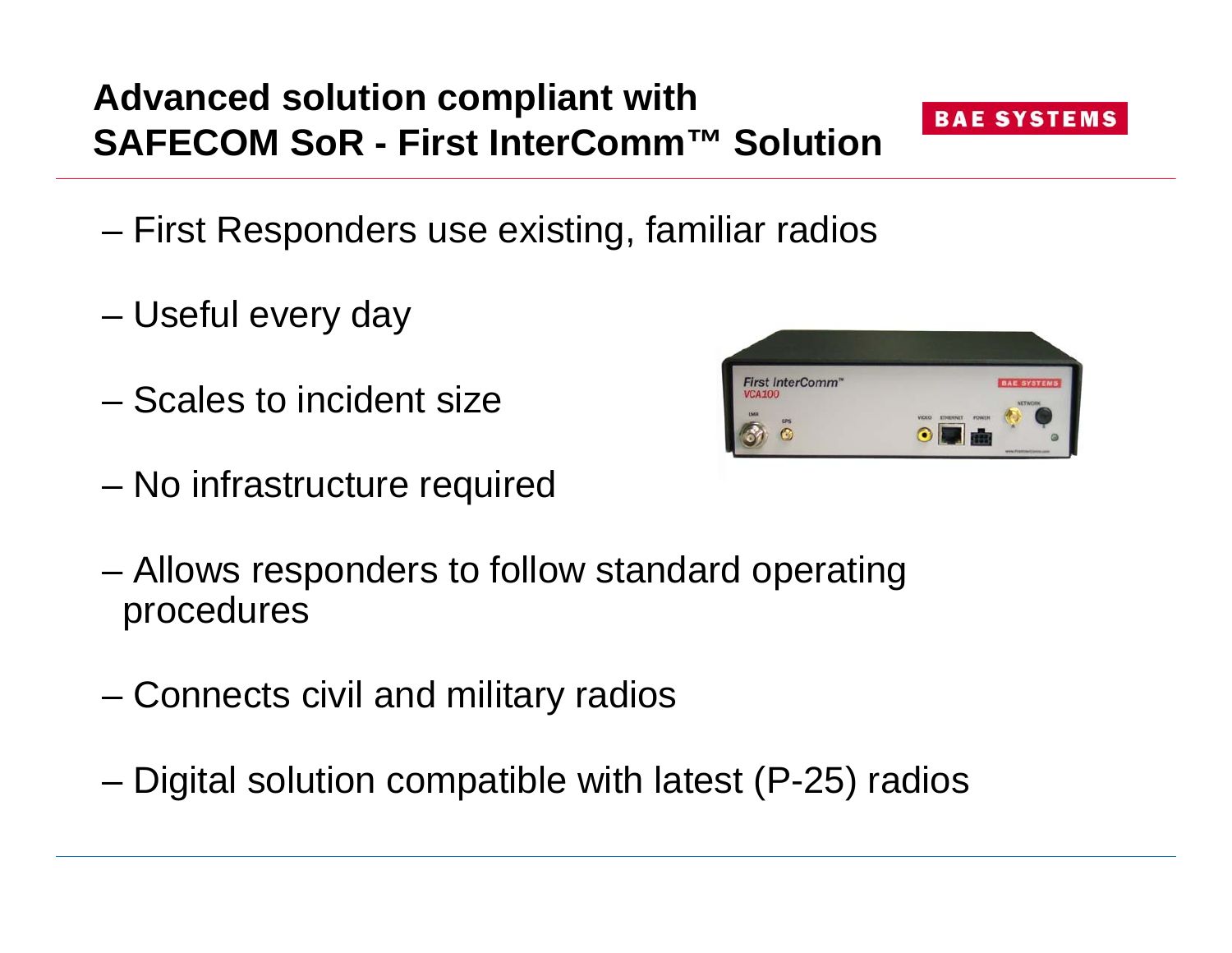# Advanced solution compliant with SAFECOM SoR - First InterComm™ Solution

- First Responders use existing, familiar radios
- Useful every day
- Scales to incident size
- No infrastructure required
- Allows responders to follow standard operating procedures
- Connects civil and military radios
- Digital solution compatible with latest (P-25) radios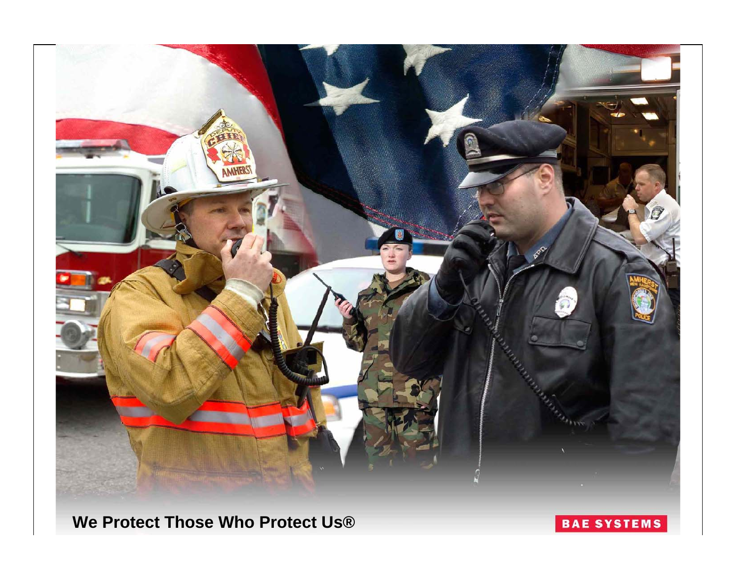We Protect Those Who Protect Us®

BAE SYSTEMS